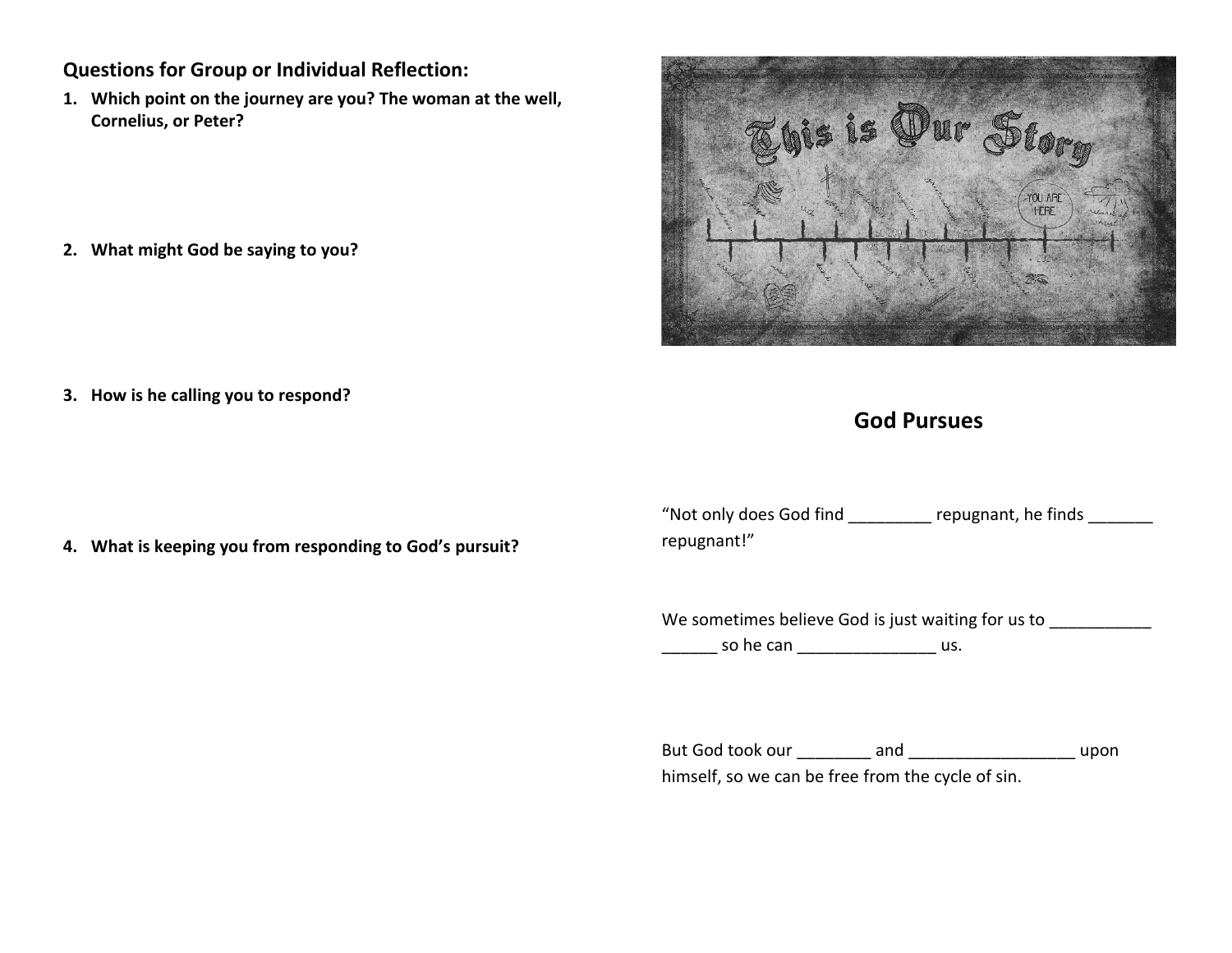## Questions for Group or Individual Reflection:

1. **Which point on the journey are you? The woman at the well, Cornelius, or Peter?**

2. **What might God be saying to you?**

3. **How is he calling you to respond?**

4. **What is keeping you from responding to God's pursuit?**

## God Pursues

"Not only does God find _________ repugnant, he finds _______ repugnant!"

We sometimes believe God is just waiting for us to ___________ ______ so he can _______________ us.

But God took our ________ and __________________ upon himself, so we can be free from the cycle of sin.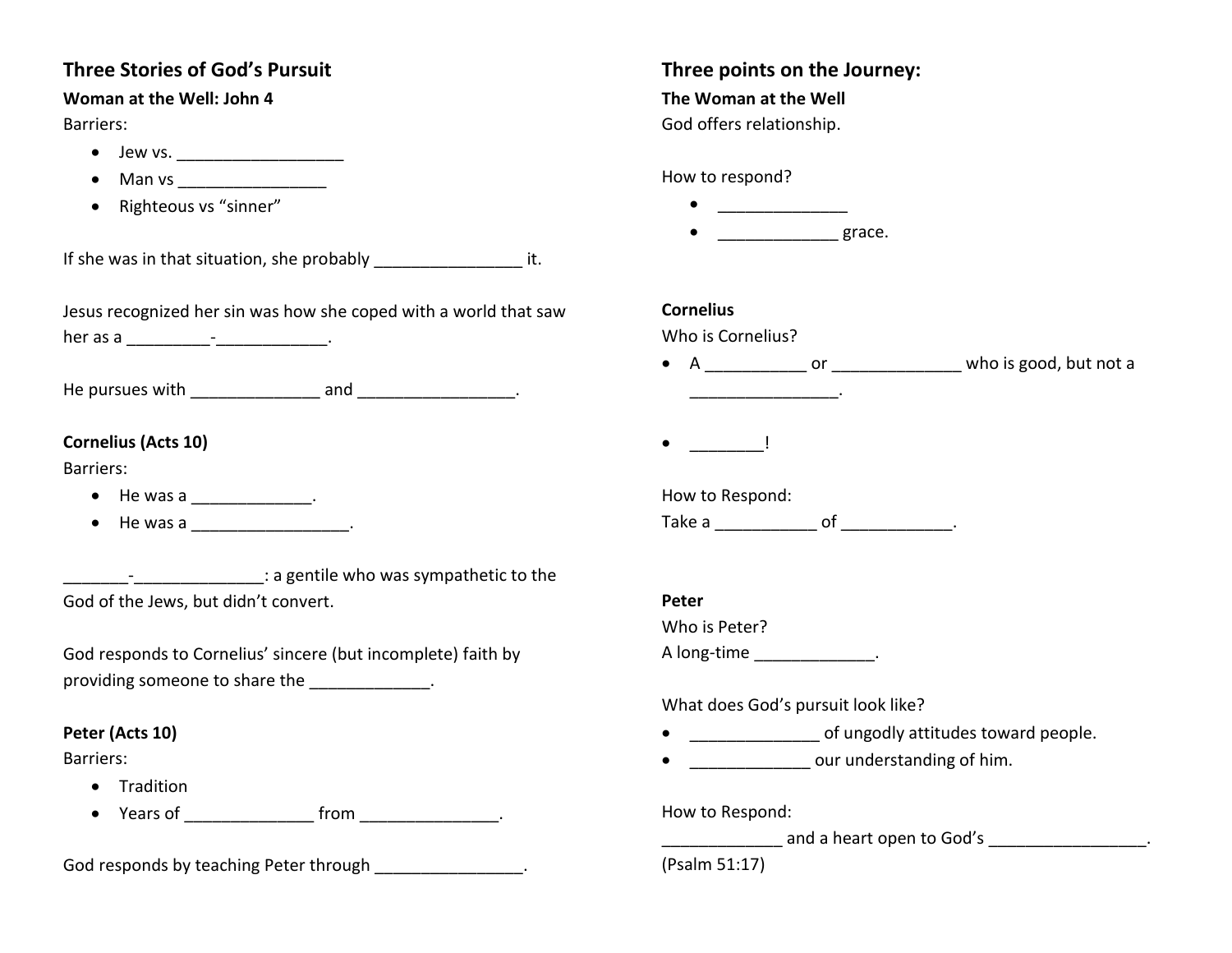## Three Stories of God's Pursuit

**Woman at the Well: John 4**

Barriers:

- Jew vs. __________________
- Man vs ________________
- Righteous vs "sinner"

If she was in that situation, she probably ________________ it.

Jesus recognized her sin was how she coped with a world that saw her as a _________-____________.

He pursues with ______________ and _________________.

**Cornelius (Acts 10)**

Barriers:

- He was a _____________.
- He was a _________________.

_______-______________: a gentile who was sympathetic to the God of the Jews, but didn't convert.

God responds to Cornelius' sincere (but incomplete) faith by providing someone to share the _____________.

**Peter (Acts 10)**

Barriers:

- Tradition
- Years of ______________ from _______________.

God responds by teaching Peter through ________________.

## Three points on the Journey:

**The Woman at the Well**

God offers relationship.

How to respond?

- ______________
- _____________ grace.

**Cornelius**

Who is Cornelius?

- A ___________ or ______________ who is good, but not a ________________.
- ________!

How to Respond:

Take a ___________ of ____________.

**Peter**

Who is Peter?

A long-time _____________.

What does God's pursuit look like?

- ______________ of ungodly attitudes toward people.
- _____________ our understanding of him.

How to Respond:

_____________ and a heart open to God's _________________.

(Psalm 51:17)